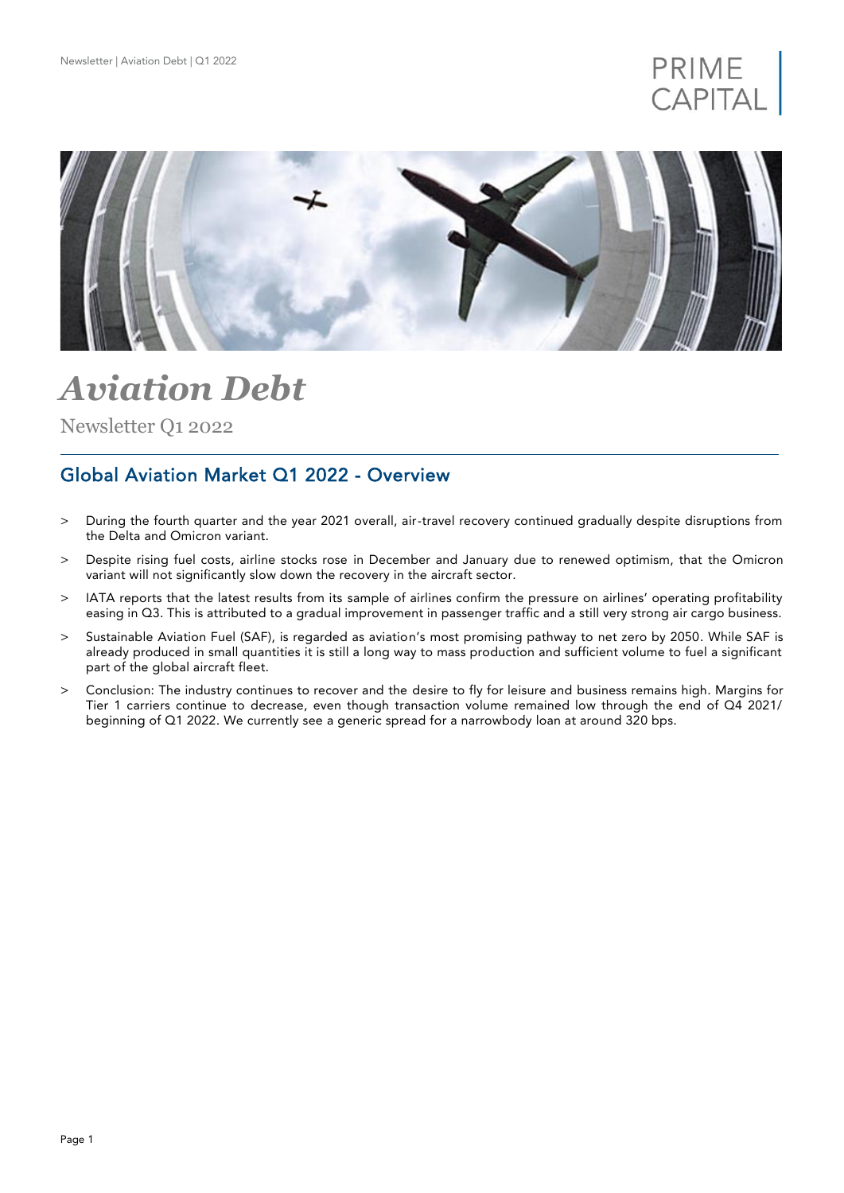# *Aviation Debt*

Newsletter Q1 2022

## Global Aviation Market Q1 2022 - Overview

> During the fourth quarter and the year 2021 overall, air-travel recovery continued gradually despite disruptions from the Delta and Omicron variant.

> Despite rising fuel costs, airline stocks rose in December and January due to renewed optimism, that the Omicron variant will not significantly slow down the recovery in the aircraft sector.

> IATA reports that the latest results from its sample of airlines confirm the pressure on airlines' operating profitability easing in Q3. This is attributed to a gradual improvement in passenger traffic and a still very strong air cargo business.

> Sustainable Aviation Fuel (SAF), is regarded as aviation's most promising pathway to net zero by 2050. While SAF is already produced in small quantities it is still a long way to mass production and sufficient volume to fuel a significant part of the global aircraft fleet.

> Conclusion: The industry continues to recover and the desire to fly for leisure and business remains high. Margins for Tier 1 carriers continue to decrease, even though transaction volume remained low through the end of Q4 2021/ beginning of Q1 2022. We currently see a generic spread for a narrowbody loan at around 320 bps.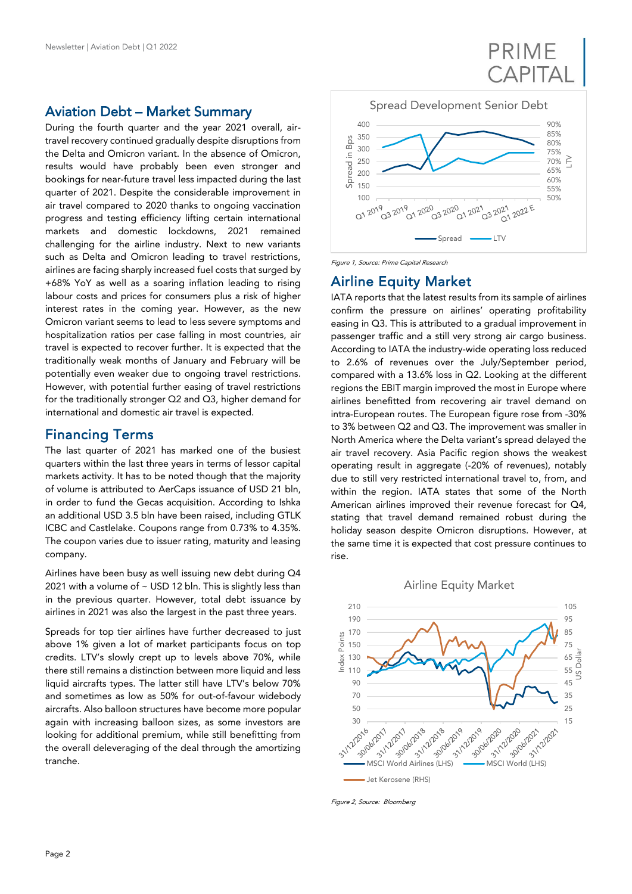## Aviation Debt – Market Summary

During the fourth quarter and the year 2021 overall, air-travel recovery continued gradually despite disruptions from the Delta and Omicron variant. In the absence of Omicron, results would have probably been even stronger and bookings for near-future travel less impacted during the last quarter of 2021. Despite the considerable improvement in air travel compared to 2020 thanks to ongoing vaccination progress and testing efficiency lifting certain international markets and domestic lockdowns, 2021 remained challenging for the airline industry. Next to new variants such as Delta and Omicron leading to travel restrictions, airlines are facing sharply increased fuel costs that surged by +68% YoY as well as a soaring inflation leading to rising labour costs and prices for consumers plus a risk of higher interest rates in the coming year. However, as the new Omicron variant seems to lead to less severe symptoms and hospitalization ratios per case falling in most countries, air travel is expected to recover further. It is expected that the traditionally weak months of January and February will be potentially even weaker due to ongoing travel restrictions. However, with potential further easing of travel restrictions for the traditionally stronger Q2 and Q3, higher demand for international and domestic air travel is expected.

## Financing Terms

The last quarter of 2021 has marked one of the busiest quarters within the last three years in terms of lessor capital markets activity. It has to be noted though that the majority of volume is attributed to AerCaps issuance of USD 21 bln, in order to fund the Gecas acquisition. According to Ishka an additional USD 3.5 bln have been raised, including GTLK ICBC and Castlelake. Coupons range from 0.73% to 4.35%. The coupon varies due to issuer rating, maturity and leasing company.

Airlines have been busy as well issuing new debt during Q4 2021 with a volume of ~ USD 12 bln. This is slightly less than in the previous quarter. However, total debt issuance by airlines in 2021 was also the largest in the past three years.

Spreads for top tier airlines have further decreased to just above 1% given a lot of market participants focus on top credits. LTV's slowly crept up to levels above 70%, while there still remains a distinction between more liquid and less liquid aircrafts types. The latter still have LTV's below 70% and sometimes as low as 50% for out-of-favour widebody aircrafts. Also balloon structures have become more popular again with increasing balloon sizes, as some investors are looking for additional premium, while still benefitting from the overall deleveraging of the deal through the amortizing tranche.

Spread Development Senior Debt

Spread in Bps: 400, 350, 300, 250, 200, 150, 100

LTV: 90%, 85%, 80%, 75%, 70%, 65%, 60%, 55%, 50%

Q1 2019, Q3 2019, Q1 2020, Q3 2020, Q1 2021, Q3 2021, Q1 2022 E

Spread — LTV

*Figure 1, Source: Prime Capital Research*

## Airline Equity Market

IATA reports that the latest results from its sample of airlines confirm the pressure on airlines' operating profitability easing in Q3. This is attributed to a gradual improvement in passenger traffic and a still very strong air cargo business. According to IATA the industry-wide operating loss reduced to 2.6% of revenues over the July/September period, compared with a 13.6% loss in Q2. Looking at the different regions the EBIT margin improved the most in Europe where airlines benefitted from recovering air travel demand on intra-European routes. The European figure rose from -30% to 3% between Q2 and Q3. The improvement was smaller in North America where the Delta variant's spread delayed the air travel recovery. Asia Pacific region shows the weakest operating result in aggregate (-20% of revenues), notably due to still very restricted international travel to, from, and within the region. IATA states that some of the North American airlines improved their revenue forecast for Q4, stating that travel demand remained robust during the holiday season despite Omicron disruptions. However, at the same time it is expected that cost pressure continues to rise.

Airline Equity Market

Index Points: 210, 190, 170, 150, 130, 110, 90, 70, 50, 30

US Dollar: 105, 95, 85, 75, 65, 55, 45, 35, 25, 15

31/12/2016, 30/06/2017, 31/12/2017, 30/06/2018, 31/12/2018, 30/06/2019, 31/12/2019, 30/06/2020, 31/12/2020, 30/06/2021, 31/12/2021

MSCI World Airlines (LHS) — MSCI World (LHS) — Jet Kerosene (RHS)

*Figure 2, Source: Bloomberg*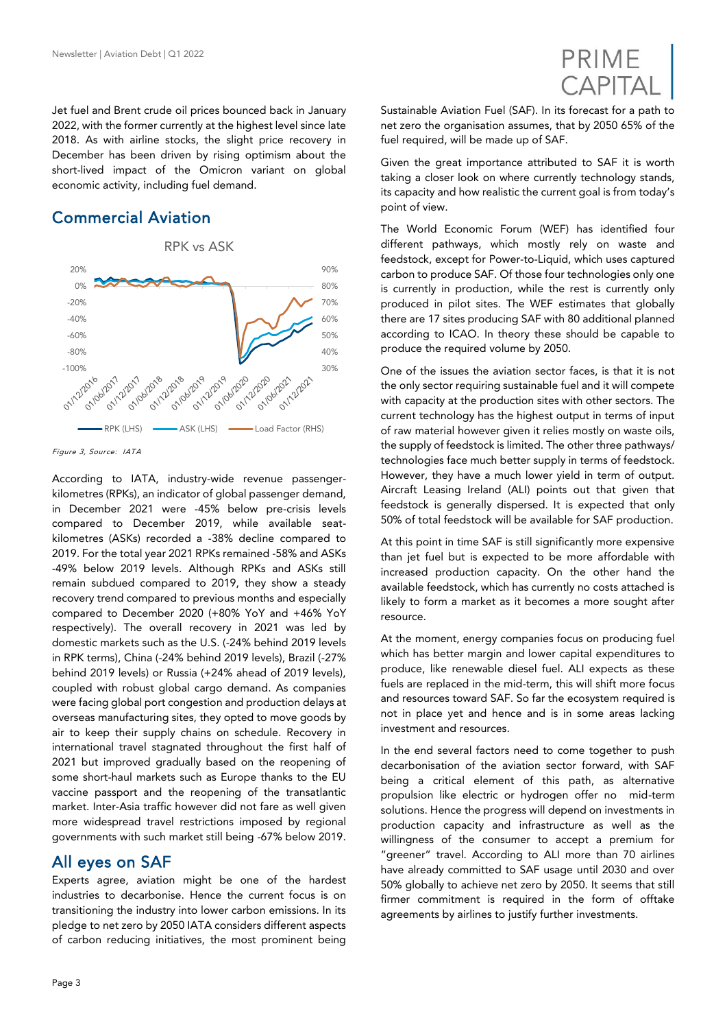Jet fuel and Brent crude oil prices bounced back in January 2022, with the former currently at the highest level since late 2018. As with airline stocks, the slight price recovery in December has been driven by rising optimism about the short-lived impact of the Omicron variant on global economic activity, including fuel demand.

## Commercial Aviation

*Figure 3, Source: IATA*

According to IATA, industry-wide revenue passenger-kilometres (RPKs), an indicator of global passenger demand, in December 2021 were -45% below pre-crisis levels compared to December 2019, while available seat-kilometres (ASKs) recorded a -38% decline compared to 2019. For the total year 2021 RPKs remained -58% and ASKs -49% below 2019 levels. Although RPKs and ASKs still remain subdued compared to 2019, they show a steady recovery trend compared to previous months and especially compared to December 2020 (+80% YoY and +46% YoY respectively). The overall recovery in 2021 was led by domestic markets such as the U.S. (-24% behind 2019 levels in RPK terms), China (-24% behind 2019 levels), Brazil (-27% behind 2019 levels) or Russia (+24% ahead of 2019 levels), coupled with robust global cargo demand. As companies were facing global port congestion and production delays at overseas manufacturing sites, they opted to move goods by air to keep their supply chains on schedule. Recovery in international travel stagnated throughout the first half of 2021 but improved gradually based on the reopening of some short-haul markets such as Europe thanks to the EU vaccine passport and the reopening of the transatlantic market. Inter-Asia traffic however did not fare as well given more widespread travel restrictions imposed by regional governments with such market still being -67% below 2019.

## All eyes on SAF

Experts agree, aviation might be one of the hardest industries to decarbonise. Hence the current focus is on transitioning the industry into lower carbon emissions. In its pledge to net zero by 2050 IATA considers different aspects of carbon reducing initiatives, the most prominent being Sustainable Aviation Fuel (SAF). In its forecast for a path to net zero the organisation assumes, that by 2050 65% of the fuel required, will be made up of SAF.

Given the great importance attributed to SAF it is worth taking a closer look on where currently technology stands, its capacity and how realistic the current goal is from today's point of view.

The World Economic Forum (WEF) has identified four different pathways, which mostly rely on waste and feedstock, except for Power-to-Liquid, which uses captured carbon to produce SAF. Of those four technologies only one is currently in production, while the rest is currently only produced in pilot sites. The WEF estimates that globally there are 17 sites producing SAF with 80 additional planned according to ICAO. In theory these should be capable to produce the required volume by 2050.

One of the issues the aviation sector faces, is that it is not the only sector requiring sustainable fuel and it will compete with capacity at the production sites with other sectors. The current technology has the highest output in terms of input of raw material however given it relies mostly on waste oils, the supply of feedstock is limited. The other three pathways/ technologies face much better supply in terms of feedstock. However, they have a much lower yield in term of output. Aircraft Leasing Ireland (ALI) points out that given that feedstock is generally dispersed. It is expected that only 50% of total feedstock will be available for SAF production.

At this point in time SAF is still significantly more expensive than jet fuel but is expected to be more affordable with increased production capacity. On the other hand the available feedstock, which has currently no costs attached is likely to form a market as it becomes a more sought after resource.

At the moment, energy companies focus on producing fuel which has better margin and lower capital expenditures to produce, like renewable diesel fuel. ALI expects as these fuels are replaced in the mid-term, this will shift more focus and resources toward SAF. So far the ecosystem required is not in place yet and hence and is in some areas lacking investment and resources.

In the end several factors need to come together to push decarbonisation of the aviation sector forward, with SAF being a critical element of this path, as alternative propulsion like electric or hydrogen offer no mid-term solutions. Hence the progress will depend on investments in production capacity and infrastructure as well as the willingness of the consumer to accept a premium for "greener" travel. According to ALI more than 70 airlines have already committed to SAF usage until 2030 and over 50% globally to achieve net zero by 2050. It seems that still firmer commitment is required in the form of offtake agreements by airlines to justify further investments.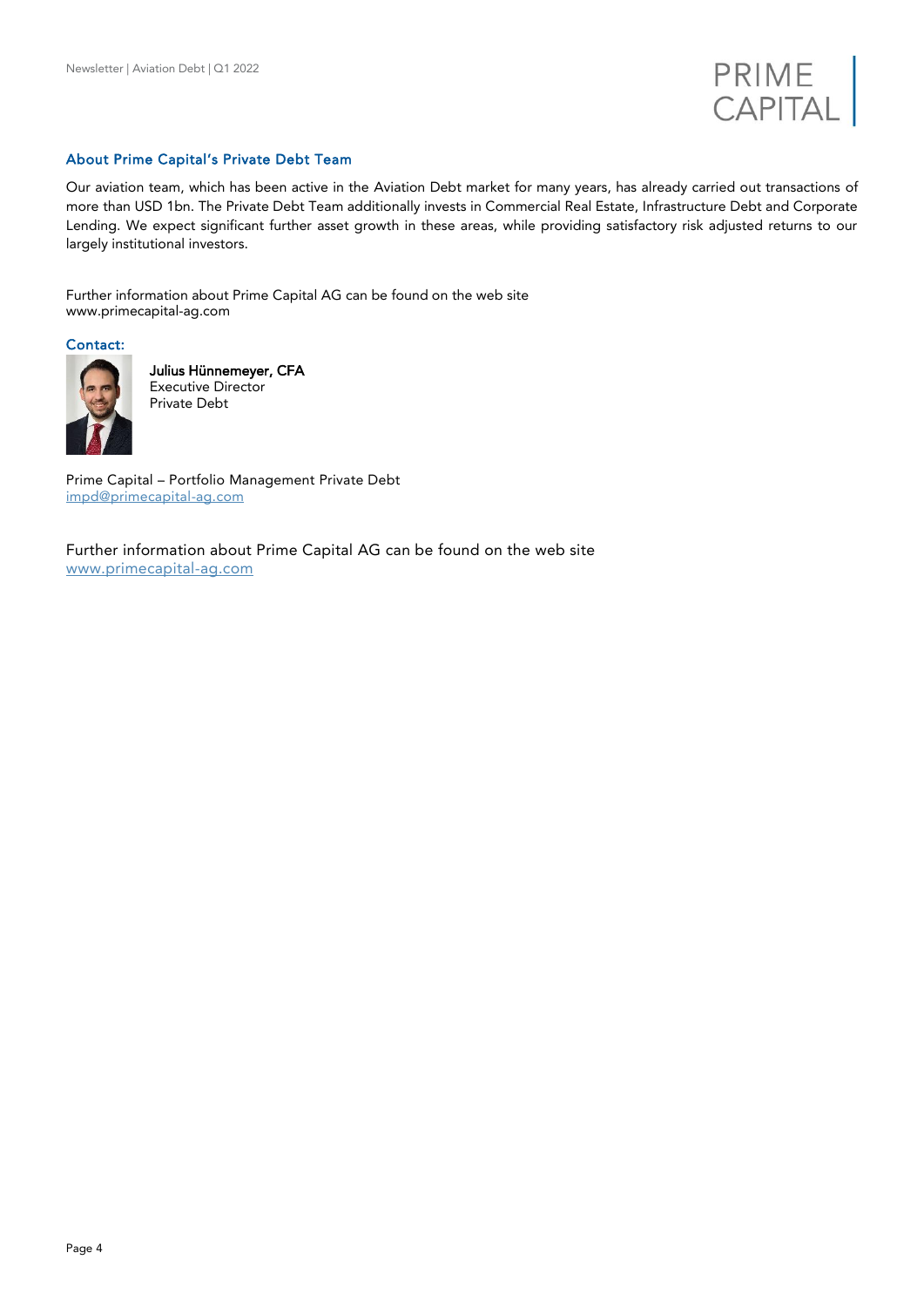## About Prime Capital's Private Debt Team

Our aviation team, which has been active in the Aviation Debt market for many years, has already carried out transactions of more than USD 1bn. The Private Debt Team additionally invests in Commercial Real Estate, Infrastructure Debt and Corporate Lending. We expect significant further asset growth in these areas, while providing satisfactory risk adjusted returns to our largely institutional investors.

Further information about Prime Capital AG can be found on the web site
www.primecapital-ag.com

### Contact:

**Julius Hünnemeyer, CFA**
Executive Director
Private Debt

Prime Capital – Portfolio Management Private Debt
impd@primecapital-ag.com

Further information about Prime Capital AG can be found on the web site
www.primecapital-ag.com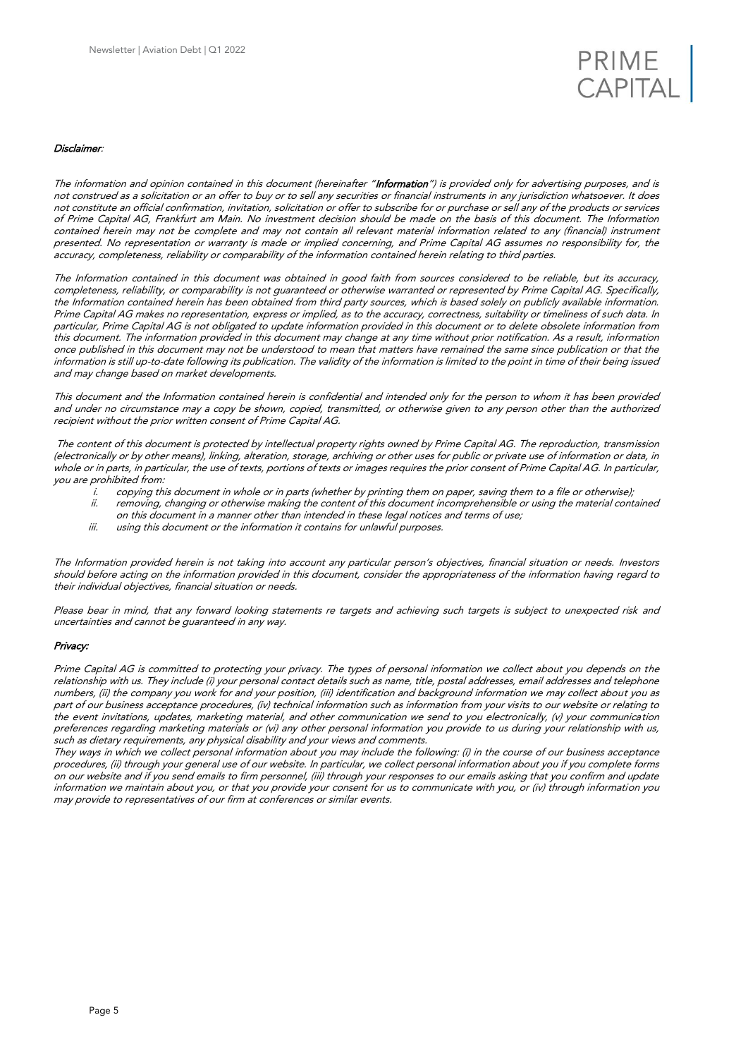*Disclaimer:*

*The information and opinion contained in this document (hereinafter "**Information**") is provided only for advertising purposes, and is not construed as a solicitation or an offer to buy or to sell any securities or financial instruments in any jurisdiction whatsoever. It does not constitute an official confirmation, invitation, solicitation or offer to subscribe for or purchase or sell any of the products or services of Prime Capital AG, Frankfurt am Main. No investment decision should be made on the basis of this document. The Information contained herein may not be complete and may not contain all relevant material information related to any (financial) instrument presented. No representation or warranty is made or implied concerning, and Prime Capital AG assumes no responsibility for, the accuracy, completeness, reliability or comparability of the information contained herein relating to third parties.*

*The Information contained in this document was obtained in good faith from sources considered to be reliable, but its accuracy, completeness, reliability, or comparability is not guaranteed or otherwise warranted or represented by Prime Capital AG. Specifically, the Information contained herein has been obtained from third party sources, which is based solely on publicly available information. Prime Capital AG makes no representation, express or implied, as to the accuracy, correctness, suitability or timeliness of such data. In particular, Prime Capital AG is not obligated to update information provided in this document or to delete obsolete information from this document. The information provided in this document may change at any time without prior notification. As a result, information once published in this document may not be understood to mean that matters have remained the same since publication or that the information is still up-to-date following its publication. The validity of the information is limited to the point in time of their being issued and may change based on market developments.*

*This document and the Information contained herein is confidential and intended only for the person to whom it has been provided and under no circumstance may a copy be shown, copied, transmitted, or otherwise given to any person other than the authorized recipient without the prior written consent of Prime Capital AG.*

*The content of this document is protected by intellectual property rights owned by Prime Capital AG. The reproduction, transmission (electronically or by other means), linking, alteration, storage, archiving or other uses for public or private use of information or data, in whole or in parts, in particular, the use of texts, portions of texts or images requires the prior consent of Prime Capital AG. In particular, you are prohibited from:*

- i. *copying this document in whole or in parts (whether by printing them on paper, saving them to a file or otherwise);*
- ii. *removing, changing or otherwise making the content of this document incomprehensible or using the material contained on this document in a manner other than intended in these legal notices and terms of use;*
- iii. *using this document or the information it contains for unlawful purposes.*

*The Information provided herein is not taking into account any particular person's objectives, financial situation or needs. Investors should before acting on the information provided in this document, consider the appropriateness of the information having regard to their individual objectives, financial situation or needs.*

*Please bear in mind, that any forward looking statements re targets and achieving such targets is subject to unexpected risk and uncertainties and cannot be guaranteed in any way.*

***Privacy:***

*Prime Capital AG is committed to protecting your privacy. The types of personal information we collect about you depends on the relationship with us. They include (i) your personal contact details such as name, title, postal addresses, email addresses and telephone numbers, (ii) the company you work for and your position, (iii) identification and background information we may collect about you as part of our business acceptance procedures, (iv) technical information such as information from your visits to our website or relating to the event invitations, updates, marketing material, and other communication we send to you electronically, (v) your communication preferences regarding marketing materials or (vi) any other personal information you provide to us during your relationship with us, such as dietary requirements, any physical disability and your views and comments.*

*They ways in which we collect personal information about you may include the following: (i) in the course of our business acceptance procedures, (ii) through your general use of our website. In particular, we collect personal information about you if you complete forms on our website and if you send emails to firm personnel, (iii) through your responses to our emails asking that you confirm and update information we maintain about you, or that you provide your consent for us to communicate with you, or (iv) through information you may provide to representatives of our firm at conferences or similar events.*